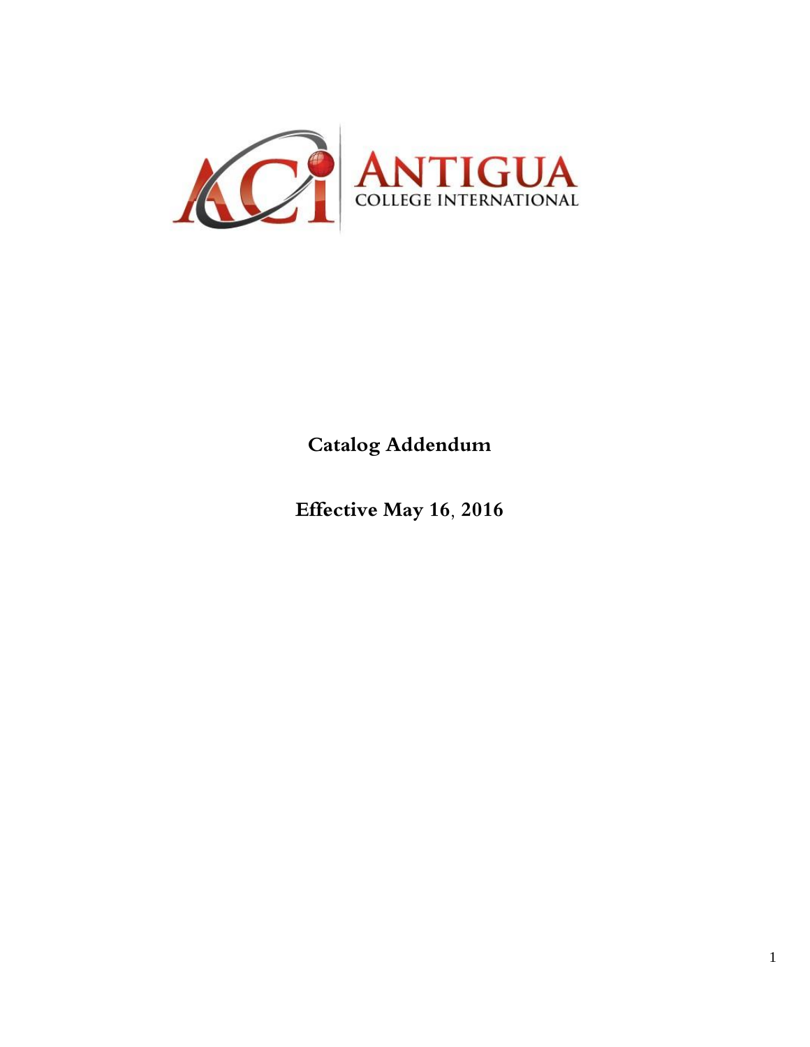ANTIGUA COLLEGE INTERNATIONAL

# Catalog Addendum

## Effective May 16, 2016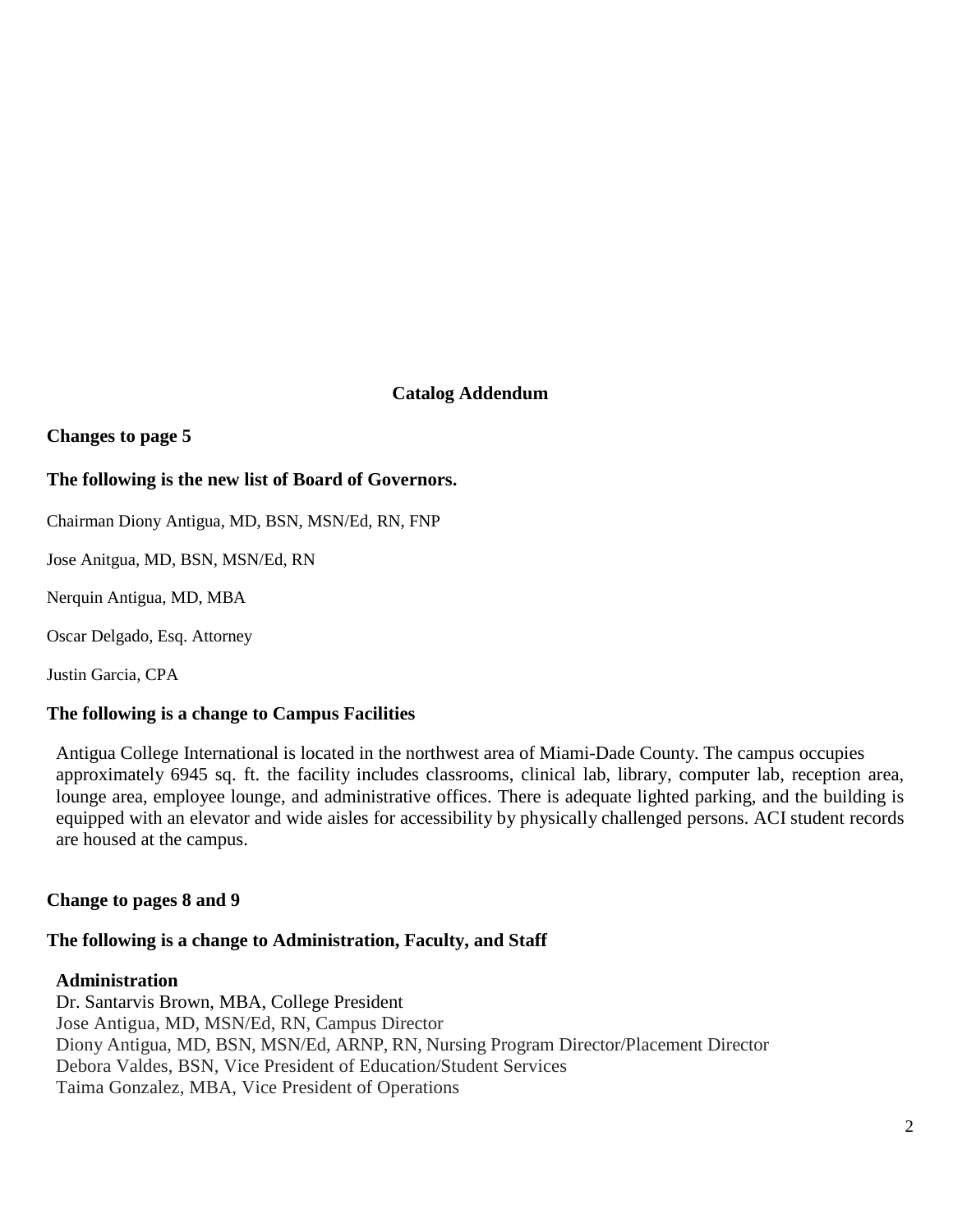## Catalog Addendum

**Changes to page 5**

**The following is the new list of Board of Governors.**

Chairman Diony Antigua, MD, BSN, MSN/Ed, RN, FNP

Jose Anitgua, MD, BSN, MSN/Ed, RN

Nerquin Antigua, MD, MBA

Oscar Delgado, Esq. Attorney

Justin Garcia, CPA

**The following is a change to Campus Facilities**

Antigua College International is located in the northwest area of Miami-Dade County. The campus occupies approximately 6945 sq. ft. the facility includes classrooms, clinical lab, library, computer lab, reception area, lounge area, employee lounge, and administrative offices. There is adequate lighted parking, and the building is equipped with an elevator and wide aisles for accessibility by physically challenged persons. ACI student records are housed at the campus.

**Change to pages 8 and 9**

**The following is a change to Administration, Faculty, and Staff**

**Administration**

Dr. Santarvis Brown, MBA, College President
Jose Antigua, MD, MSN/Ed, RN, Campus Director
Diony Antigua, MD, BSN, MSN/Ed, ARNP, RN, Nursing Program Director/Placement Director
Debora Valdes, BSN, Vice President of Education/Student Services
Taima Gonzalez, MBA, Vice President of Operations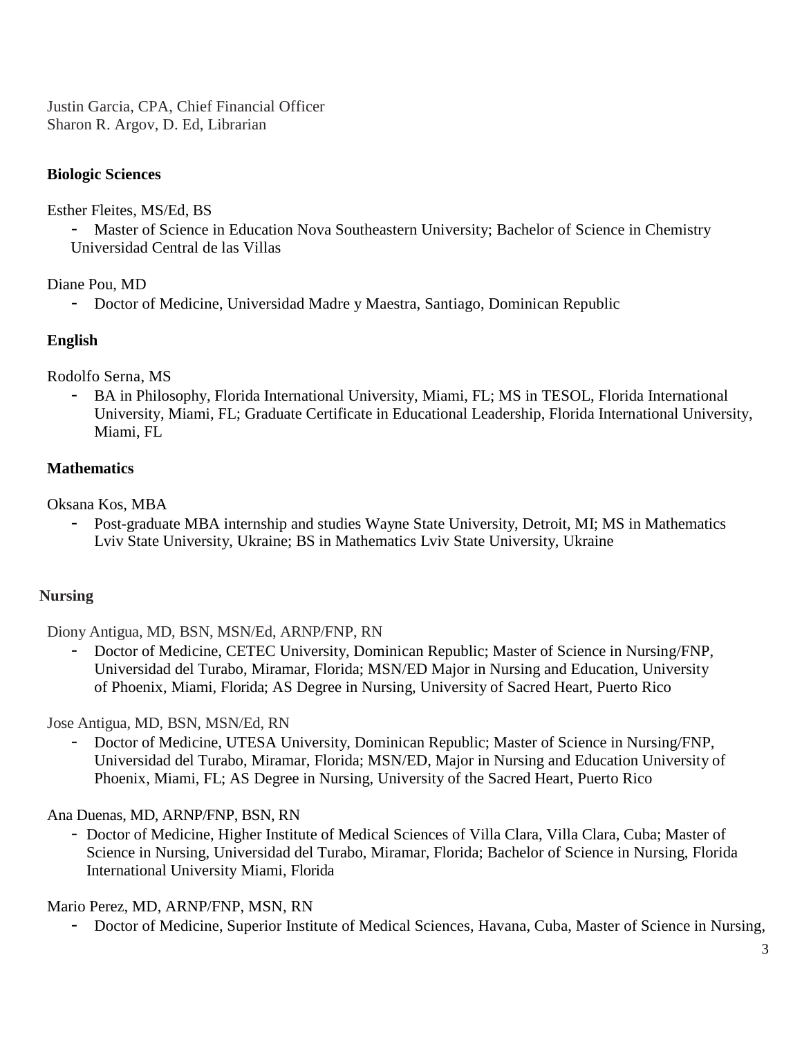Justin Garcia, CPA, Chief Financial Officer
Sharon R. Argov, D. Ed, Librarian

**Biologic Sciences**

Esther Fleites, MS/Ed, BS

- Master of Science in Education Nova Southeastern University; Bachelor of Science in Chemistry Universidad Central de las Villas

Diane Pou, MD

- Doctor of Medicine, Universidad Madre y Maestra, Santiago, Dominican Republic

**English**

Rodolfo Serna, MS

- BA in Philosophy, Florida International University, Miami, FL; MS in TESOL, Florida International University, Miami, FL; Graduate Certificate in Educational Leadership, Florida International University, Miami, FL

**Mathematics**

Oksana Kos, MBA

- Post-graduate MBA internship and studies Wayne State University, Detroit, MI; MS in Mathematics Lviv State University, Ukraine; BS in Mathematics Lviv State University, Ukraine

**Nursing**

Diony Antigua, MD, BSN, MSN/Ed, ARNP/FNP, RN

- Doctor of Medicine, CETEC University, Dominican Republic; Master of Science in Nursing/FNP, Universidad del Turabo, Miramar, Florida; MSN/ED Major in Nursing and Education, University of Phoenix, Miami, Florida; AS Degree in Nursing, University of Sacred Heart, Puerto Rico

Jose Antigua, MD, BSN, MSN/Ed, RN

- Doctor of Medicine, UTESA University, Dominican Republic; Master of Science in Nursing/FNP, Universidad del Turabo, Miramar, Florida; MSN/ED, Major in Nursing and Education University of Phoenix, Miami, FL; AS Degree in Nursing, University of the Sacred Heart, Puerto Rico

Ana Duenas, MD, ARNP/FNP, BSN, RN

- Doctor of Medicine, Higher Institute of Medical Sciences of Villa Clara, Villa Clara, Cuba; Master of Science in Nursing, Universidad del Turabo, Miramar, Florida; Bachelor of Science in Nursing, Florida International University Miami, Florida

Mario Perez, MD, ARNP/FNP, MSN, RN

- Doctor of Medicine, Superior Institute of Medical Sciences, Havana, Cuba, Master of Science in Nursing,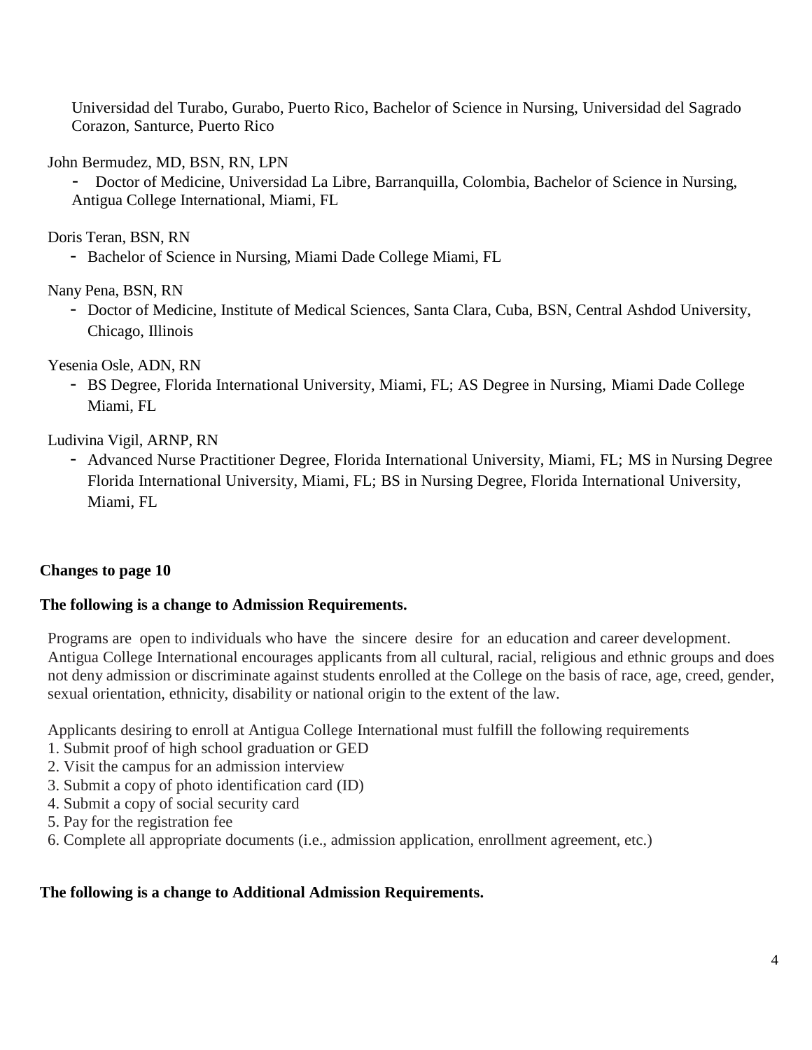Universidad del Turabo, Gurabo, Puerto Rico, Bachelor of Science in Nursing, Universidad del Sagrado Corazon, Santurce, Puerto Rico

John Bermudez, MD, BSN, RN, LPN

- Doctor of Medicine, Universidad La Libre, Barranquilla, Colombia, Bachelor of Science in Nursing, Antigua College International, Miami, FL

Doris Teran, BSN, RN

- Bachelor of Science in Nursing, Miami Dade College Miami, FL

Nany Pena, BSN, RN

- Doctor of Medicine, Institute of Medical Sciences, Santa Clara, Cuba, BSN, Central Ashdod University, Chicago, Illinois

Yesenia Osle, ADN, RN

- BS Degree, Florida International University, Miami, FL; AS Degree in Nursing, Miami Dade College Miami, FL

Ludivina Vigil, ARNP, RN

- Advanced Nurse Practitioner Degree, Florida International University, Miami, FL; MS in Nursing Degree Florida International University, Miami, FL; BS in Nursing Degree, Florida International University, Miami, FL

**Changes to page 10**

**The following is a change to Admission Requirements.**

Programs are open to individuals who have the sincere desire for an education and career development. Antigua College International encourages applicants from all cultural, racial, religious and ethnic groups and does not deny admission or discriminate against students enrolled at the College on the basis of race, age, creed, gender, sexual orientation, ethnicity, disability or national origin to the extent of the law.

Applicants desiring to enroll at Antigua College International must fulfill the following requirements

1. Submit proof of high school graduation or GED
2. Visit the campus for an admission interview
3. Submit a copy of photo identification card (ID)
4. Submit a copy of social security card
5. Pay for the registration fee
6. Complete all appropriate documents (i.e., admission application, enrollment agreement, etc.)

**The following is a change to Additional Admission Requirements.**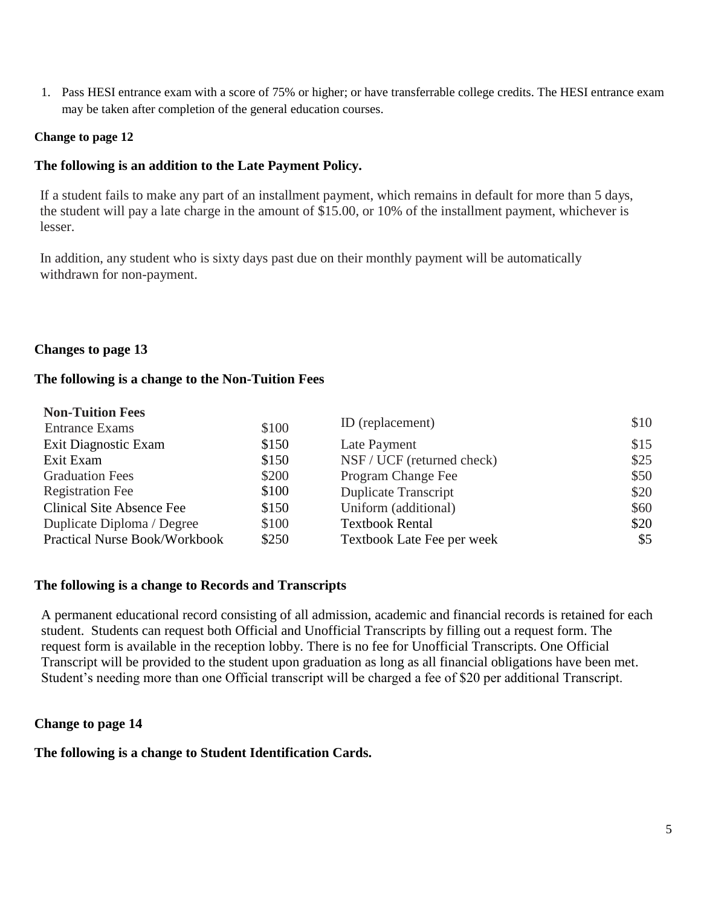1. Pass HESI entrance exam with a score of 75% or higher; or have transferrable college credits. The HESI entrance exam may be taken after completion of the general education courses.

**Change to page 12**

**The following is an addition to the Late Payment Policy.**

If a student fails to make any part of an installment payment, which remains in default for more than 5 days, the student will pay a late charge in the amount of $15.00, or 10% of the installment payment, whichever is lesser.

In addition, any student who is sixty days past due on their monthly payment will be automatically withdrawn for non-payment.

**Changes to page 13**

**The following is a change to the Non-Tuition Fees**

| **Non-Tuition Fees** | | | |
|---|---|---|---|
| Entrance Exams | $100 | ID (replacement) | $10 |
| Exit Diagnostic Exam | $150 | Late Payment | $15 |
| Exit Exam | $150 | NSF / UCF (returned check) | $25 |
| Graduation Fees | $200 | Program Change Fee | $50 |
| Registration Fee | $100 | Duplicate Transcript | $20 |
| Clinical Site Absence Fee | $150 | Uniform (additional) | $60 |
| Duplicate Diploma / Degree | $100 | Textbook Rental | $20 |
| Practical Nurse Book/Workbook | $250 | Textbook Late Fee per week | $5 |

**The following is a change to Records and Transcripts**

A permanent educational record consisting of all admission, academic and financial records is retained for each student. Students can request both Official and Unofficial Transcripts by filling out a request form. The request form is available in the reception lobby. There is no fee for Unofficial Transcripts. One Official Transcript will be provided to the student upon graduation as long as all financial obligations have been met. Student's needing more than one Official transcript will be charged a fee of $20 per additional Transcript.

**Change to page 14**

**The following is a change to Student Identification Cards.**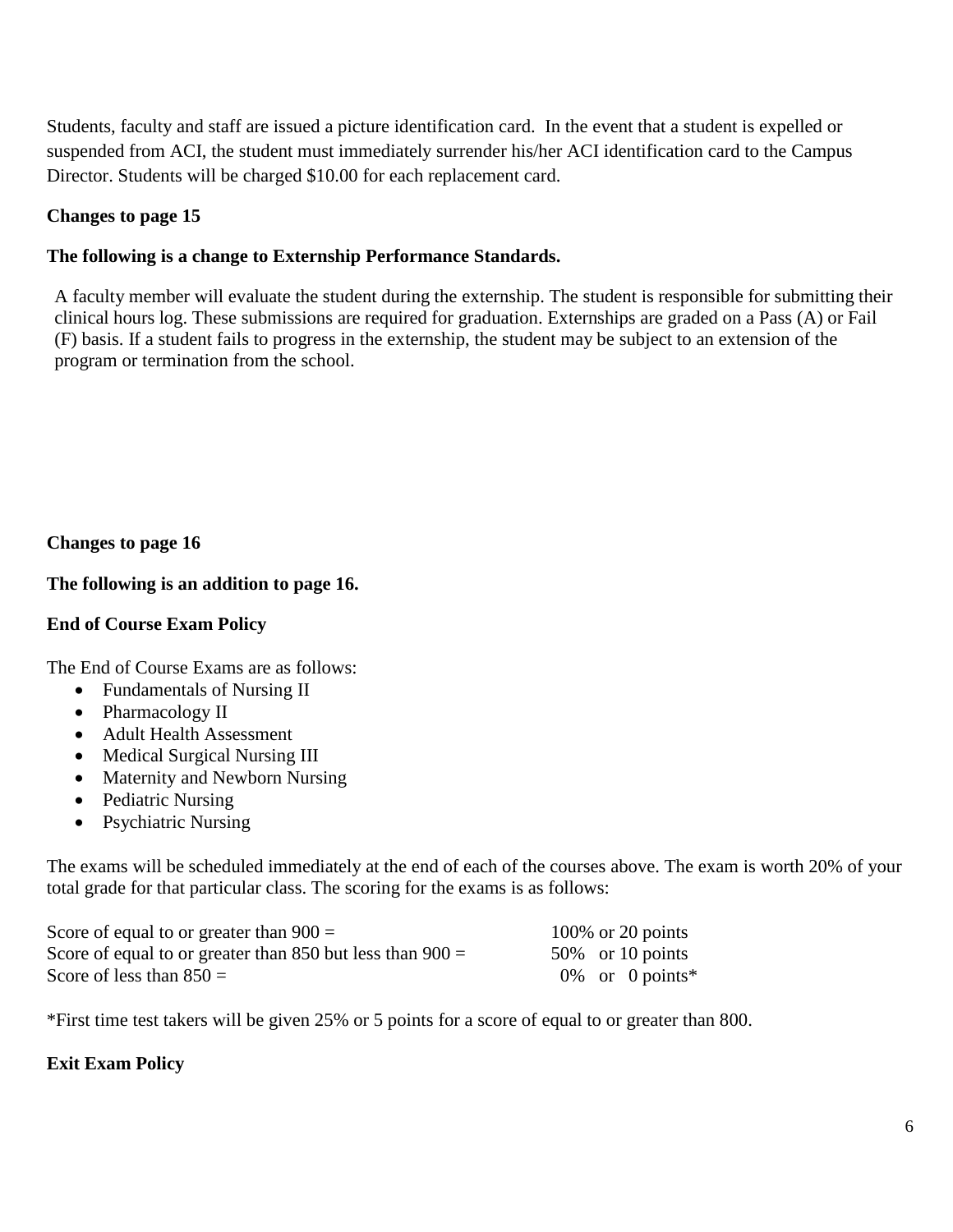Students, faculty and staff are issued a picture identification card. In the event that a student is expelled or suspended from ACI, the student must immediately surrender his/her ACI identification card to the Campus Director. Students will be charged $10.00 for each replacement card.

**Changes to page 15**

**The following is a change to Externship Performance Standards.**

A faculty member will evaluate the student during the externship. The student is responsible for submitting their clinical hours log. These submissions are required for graduation. Externships are graded on a Pass (A) or Fail (F) basis. If a student fails to progress in the externship, the student may be subject to an extension of the program or termination from the school.

**Changes to page 16**

**The following is an addition to page 16.**

**End of Course Exam Policy**

The End of Course Exams are as follows:

- Fundamentals of Nursing II
- Pharmacology II
- Adult Health Assessment
- Medical Surgical Nursing III
- Maternity and Newborn Nursing
- Pediatric Nursing
- Psychiatric Nursing

The exams will be scheduled immediately at the end of each of the courses above. The exam is worth 20% of your total grade for that particular class. The scoring for the exams is as follows:

| | |
|---|---|
| Score of equal to or greater than 900 = | 100% or 20 points |
| Score of equal to or greater than 850 but less than 900 = | 50% or 10 points |
| Score of less than 850 = | 0% or 0 points* |

*First time test takers will be given 25% or 5 points for a score of equal to or greater than 800.

**Exit Exam Policy**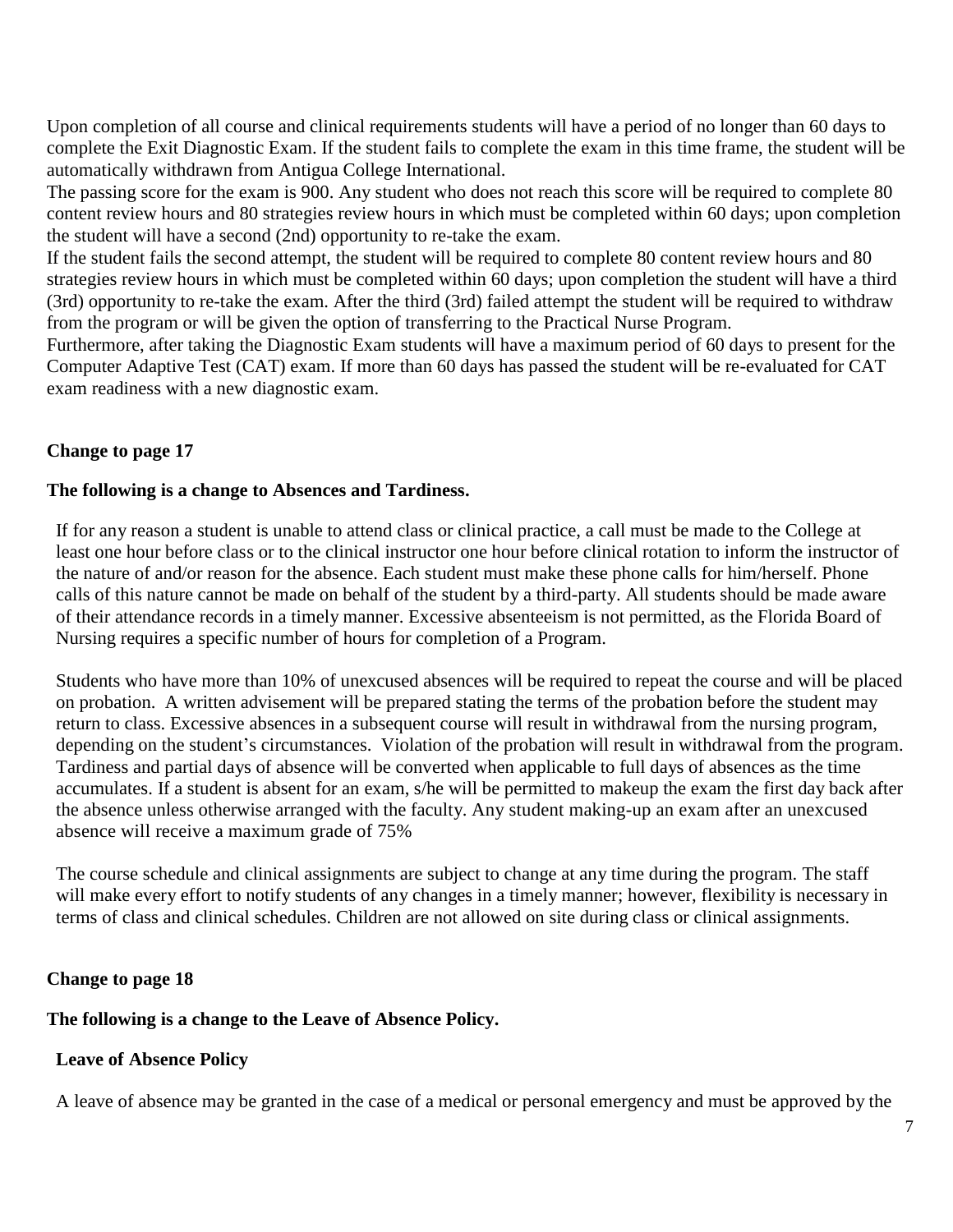Upon completion of all course and clinical requirements students will have a period of no longer than 60 days to complete the Exit Diagnostic Exam. If the student fails to complete the exam in this time frame, the student will be automatically withdrawn from Antigua College International.

The passing score for the exam is 900. Any student who does not reach this score will be required to complete 80 content review hours and 80 strategies review hours in which must be completed within 60 days; upon completion the student will have a second (2nd) opportunity to re-take the exam.

If the student fails the second attempt, the student will be required to complete 80 content review hours and 80 strategies review hours in which must be completed within 60 days; upon completion the student will have a third (3rd) opportunity to re-take the exam. After the third (3rd) failed attempt the student will be required to withdraw from the program or will be given the option of transferring to the Practical Nurse Program.

Furthermore, after taking the Diagnostic Exam students will have a maximum period of 60 days to present for the Computer Adaptive Test (CAT) exam. If more than 60 days has passed the student will be re-evaluated for CAT exam readiness with a new diagnostic exam.

**Change to page 17**

**The following is a change to Absences and Tardiness.**

If for any reason a student is unable to attend class or clinical practice, a call must be made to the College at least one hour before class or to the clinical instructor one hour before clinical rotation to inform the instructor of the nature of and/or reason for the absence. Each student must make these phone calls for him/herself. Phone calls of this nature cannot be made on behalf of the student by a third-party. All students should be made aware of their attendance records in a timely manner. Excessive absenteeism is not permitted, as the Florida Board of Nursing requires a specific number of hours for completion of a Program.

Students who have more than 10% of unexcused absences will be required to repeat the course and will be placed on probation. A written advisement will be prepared stating the terms of the probation before the student may return to class. Excessive absences in a subsequent course will result in withdrawal from the nursing program, depending on the student's circumstances. Violation of the probation will result in withdrawal from the program. Tardiness and partial days of absence will be converted when applicable to full days of absences as the time accumulates. If a student is absent for an exam, s/he will be permitted to makeup the exam the first day back after the absence unless otherwise arranged with the faculty. Any student making-up an exam after an unexcused absence will receive a maximum grade of 75%

The course schedule and clinical assignments are subject to change at any time during the program. The staff will make every effort to notify students of any changes in a timely manner; however, flexibility is necessary in terms of class and clinical schedules. Children are not allowed on site during class or clinical assignments.

**Change to page 18**

**The following is a change to the Leave of Absence Policy.**

**Leave of Absence Policy**

A leave of absence may be granted in the case of a medical or personal emergency and must be approved by the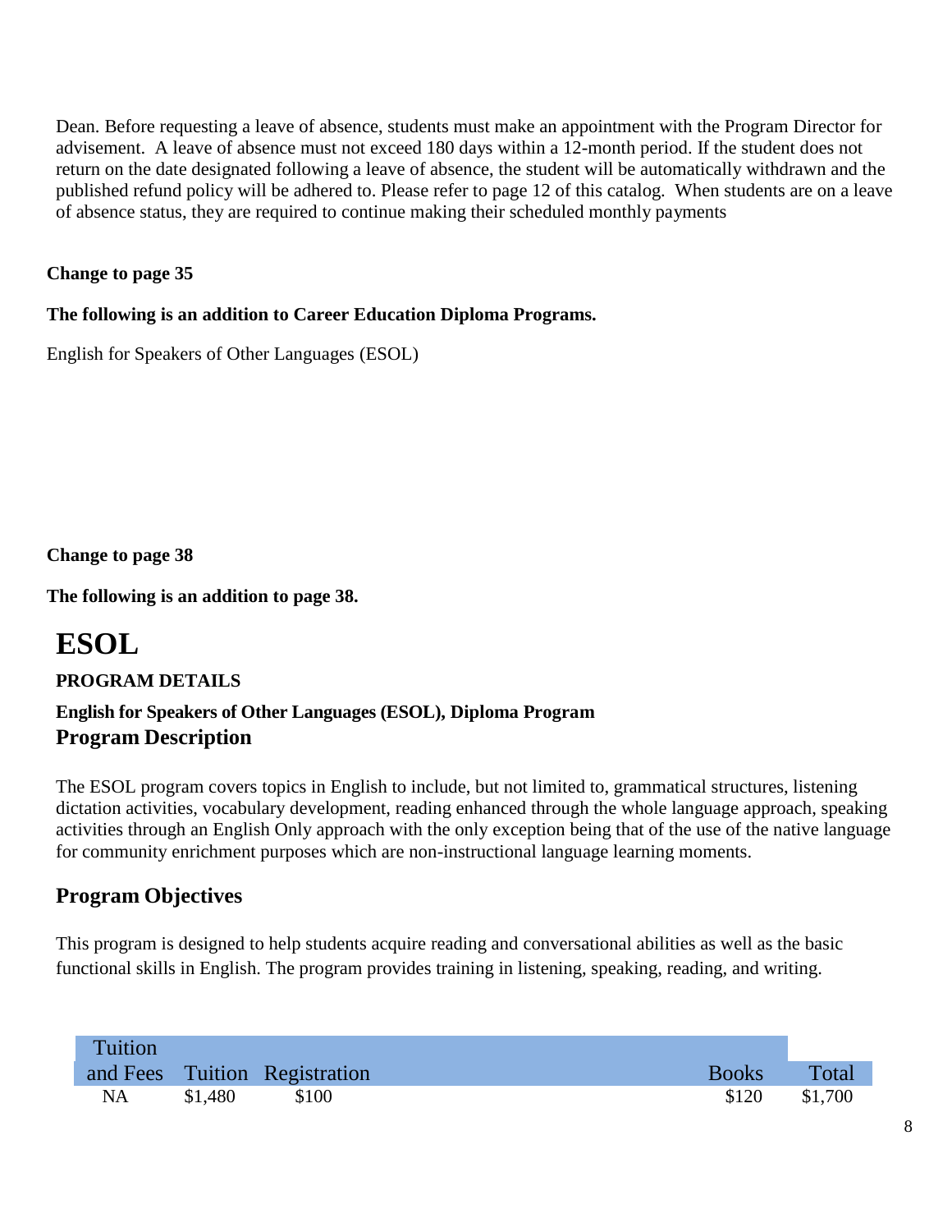Dean. Before requesting a leave of absence, students must make an appointment with the Program Director for advisement. A leave of absence must not exceed 180 days within a 12-month period. If the student does not return on the date designated following a leave of absence, the student will be automatically withdrawn and the published refund policy will be adhered to. Please refer to page 12 of this catalog. When students are on a leave of absence status, they are required to continue making their scheduled monthly payments

**Change to page 35**

**The following is an addition to Career Education Diploma Programs.**

English for Speakers of Other Languages (ESOL)

**Change to page 38**

**The following is an addition to page 38.**

# ESOL

**PROGRAM DETAILS**

**English for Speakers of Other Languages (ESOL), Diploma Program**

## Program Description

The ESOL program covers topics in English to include, but not limited to, grammatical structures, listening dictation activities, vocabulary development, reading enhanced through the whole language approach, speaking activities through an English Only approach with the only exception being that of the use of the native language for community enrichment purposes which are non-instructional language learning moments.

## Program Objectives

This program is designed to help students acquire reading and conversational abilities as well as the basic functional skills in English. The program provides training in listening, speaking, reading, and writing.

| Tuition and Fees | Tuition | Registration | Books | Total |
|---|---|---|---|---|
| NA | $1,480 | $100 | $120 | $1,700 |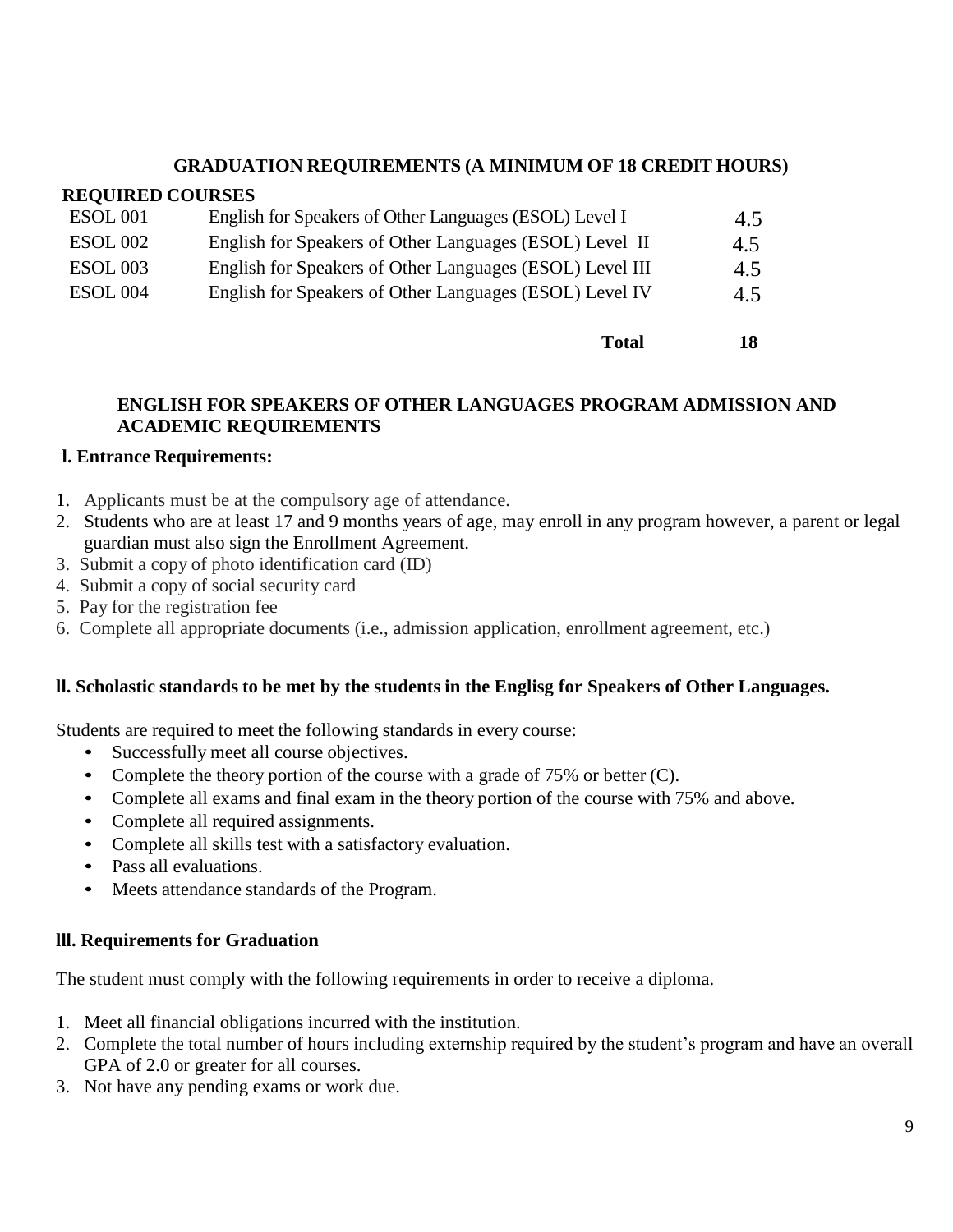## GRADUATION REQUIREMENTS (A MINIMUM OF 18 CREDIT HOURS)

**REQUIRED COURSES**

| | | |
|---|---|---|
| ESOL 001 | English for Speakers of Other Languages (ESOL) Level I | 4.5 |
| ESOL 002 | English for Speakers of Other Languages (ESOL) Level II | 4.5 |
| ESOL 003 | English for Speakers of Other Languages (ESOL) Level III | 4.5 |
| ESOL 004 | English for Speakers of Other Languages (ESOL) Level IV | 4.5 |
| | **Total** | **18** |

## ENGLISH FOR SPEAKERS OF OTHER LANGUAGES PROGRAM ADMISSION AND ACADEMIC REQUIREMENTS

### l. Entrance Requirements:

1. Applicants must be at the compulsory age of attendance.
2. Students who are at least 17 and 9 months years of age, may enroll in any program however, a parent or legal guardian must also sign the Enrollment Agreement.
3. Submit a copy of photo identification card (ID)
4. Submit a copy of social security card
5. Pay for the registration fee
6. Complete all appropriate documents (i.e., admission application, enrollment agreement, etc.)

### ll. Scholastic standards to be met by the students in the Englisg for Speakers of Other Languages.

Students are required to meet the following standards in every course:

- Successfully meet all course objectives.
- Complete the theory portion of the course with a grade of 75% or better (C).
- Complete all exams and final exam in the theory portion of the course with 75% and above.
- Complete all required assignments.
- Complete all skills test with a satisfactory evaluation.
- Pass all evaluations.
- Meets attendance standards of the Program.

### lll. Requirements for Graduation

The student must comply with the following requirements in order to receive a diploma.

1. Meet all financial obligations incurred with the institution.
2. Complete the total number of hours including externship required by the student's program and have an overall GPA of 2.0 or greater for all courses.
3. Not have any pending exams or work due.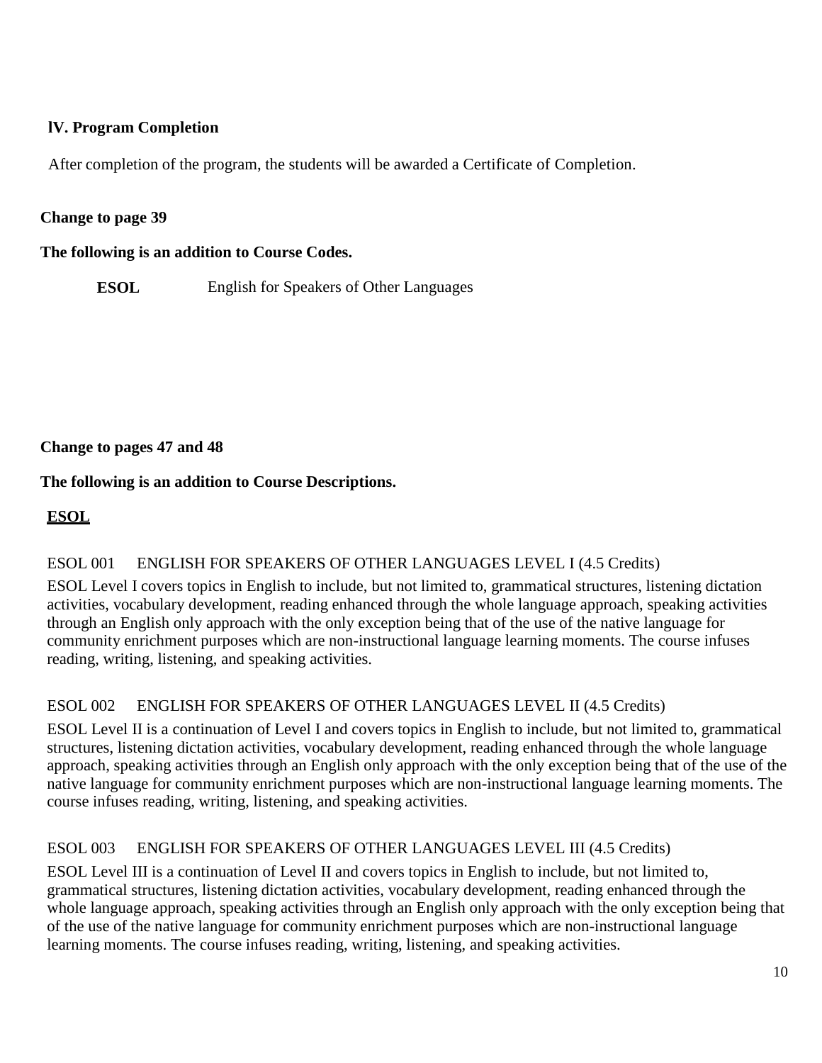**lV. Program Completion**

After completion of the program, the students will be awarded a Certificate of Completion.

**Change to page 39**

**The following is an addition to Course Codes.**

**ESOL** English for Speakers of Other Languages

**Change to pages 47 and 48**

**The following is an addition to Course Descriptions.**

<u>**ESOL**</u>

ESOL 001 ENGLISH FOR SPEAKERS OF OTHER LANGUAGES LEVEL I (4.5 Credits)

ESOL Level I covers topics in English to include, but not limited to, grammatical structures, listening dictation activities, vocabulary development, reading enhanced through the whole language approach, speaking activities through an English only approach with the only exception being that of the use of the native language for community enrichment purposes which are non-instructional language learning moments. The course infuses reading, writing, listening, and speaking activities.

ESOL 002 ENGLISH FOR SPEAKERS OF OTHER LANGUAGES LEVEL II (4.5 Credits)

ESOL Level II is a continuation of Level I and covers topics in English to include, but not limited to, grammatical structures, listening dictation activities, vocabulary development, reading enhanced through the whole language approach, speaking activities through an English only approach with the only exception being that of the use of the native language for community enrichment purposes which are non-instructional language learning moments. The course infuses reading, writing, listening, and speaking activities.

ESOL 003 ENGLISH FOR SPEAKERS OF OTHER LANGUAGES LEVEL III (4.5 Credits)

ESOL Level III is a continuation of Level II and covers topics in English to include, but not limited to, grammatical structures, listening dictation activities, vocabulary development, reading enhanced through the whole language approach, speaking activities through an English only approach with the only exception being that of the use of the native language for community enrichment purposes which are non-instructional language learning moments. The course infuses reading, writing, listening, and speaking activities.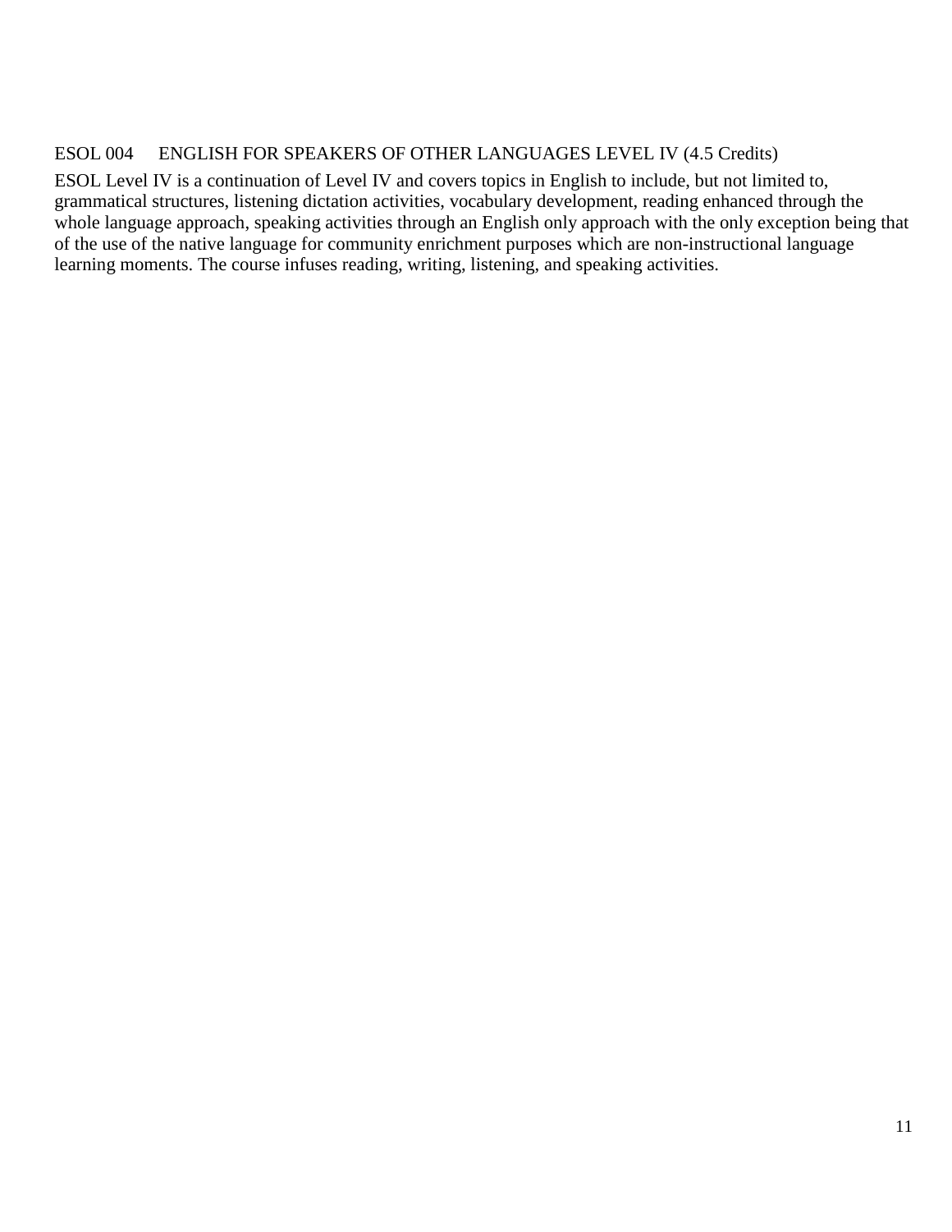ESOL 004 ENGLISH FOR SPEAKERS OF OTHER LANGUAGES LEVEL IV (4.5 Credits)

ESOL Level IV is a continuation of Level IV and covers topics in English to include, but not limited to, grammatical structures, listening dictation activities, vocabulary development, reading enhanced through the whole language approach, speaking activities through an English only approach with the only exception being that of the use of the native language for community enrichment purposes which are non-instructional language learning moments. The course infuses reading, writing, listening, and speaking activities.